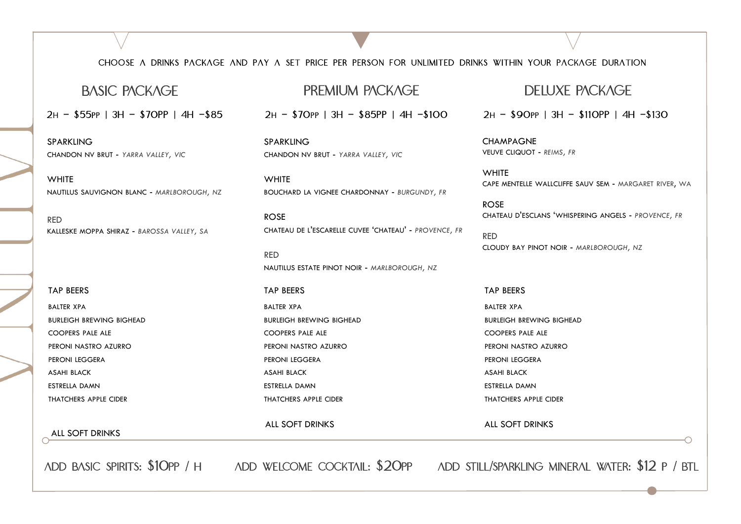CHOOSE A DRINKS PACKAGE AND PAY A SET PRICE PER PERSON FOR UNLIMITED DRINKS WITHIN YOUR PACKAGE DURATION

## BASIC PACKAGE

2H – $55PP | 3H – $70PP | 4H –$85

**SPARKLING**
CHANDON NV BRUT - *YARRA VALLEY, VIC*

**WHITE**
NAUTILUS SAUVIGNON BLANC - *MARLBOROUGH, NZ*

**RED**
KALLESKE MOPPA SHIRAZ - *BAROSSA VALLEY, SA*

**TAP BEERS**
- BALTER XPA
- BURLEIGH BREWING BIGHEAD
- COOPERS PALE ALE
- PERONI NASTRO AZURRO
- PERONI LEGGERA
- ASAHI BLACK
- ESTRELLA DAMN
- THATCHERS APPLE CIDER

**ALL SOFT DRINKS**

## PREMIUM PACKAGE

2H – $70PP | 3H – $85PP | 4H –$100

**SPARKLING**
CHANDON NV BRUT - *YARRA VALLEY, VIC*

**WHITE**
BOUCHARD LA VIGNEE CHARDONNAY - *BURGUNDY, FR*

**ROSE**
CHATEAU DE L'ESCARELLE CUVEE 'CHATEAU' - *PROVENCE, FR*

**RED**
NAUTILUS ESTATE PINOT NOIR - *MARLBOROUGH, NZ*

**TAP BEERS**
- BALTER XPA
- BURLEIGH BREWING BIGHEAD
- COOPERS PALE ALE
- PERONI NASTRO AZURRO
- PERONI LEGGERA
- ASAHI BLACK
- ESTRELLA DAMN
- THATCHERS APPLE CIDER

**ALL SOFT DRINKS**

## DELUXE PACKAGE

2H – $90PP | 3H – $110PP | 4H –$130

**CHAMPAGNE**
VEUVE CLIQUOT - *REIMS, FR*

**WHITE**
CAPE MENTELLE WALLCLIFFE SAUV SEM - MARGARET RIVER, WA

**ROSE**
CHATEAU D'ESCLANS 'WHISPERING ANGELS - *PROVENCE, FR*

**RED**
CLOUDY BAY PINOT NOIR - *MARLBOROUGH, NZ*

**TAP BEERS**
- BALTER XPA
- BURLEIGH BREWING BIGHEAD
- COOPERS PALE ALE
- PERONI NASTRO AZURRO
- PERONI LEGGERA
- ASAHI BLACK
- ESTRELLA DAMN
- THATCHERS APPLE CIDER

**ALL SOFT DRINKS**

---

ADD BASIC SPIRITS: $10PP / H

ADD WELCOME COCKTAIL: $20PP

ADD STILL/SPARKLING MINERAL WATER: $12 P / BTL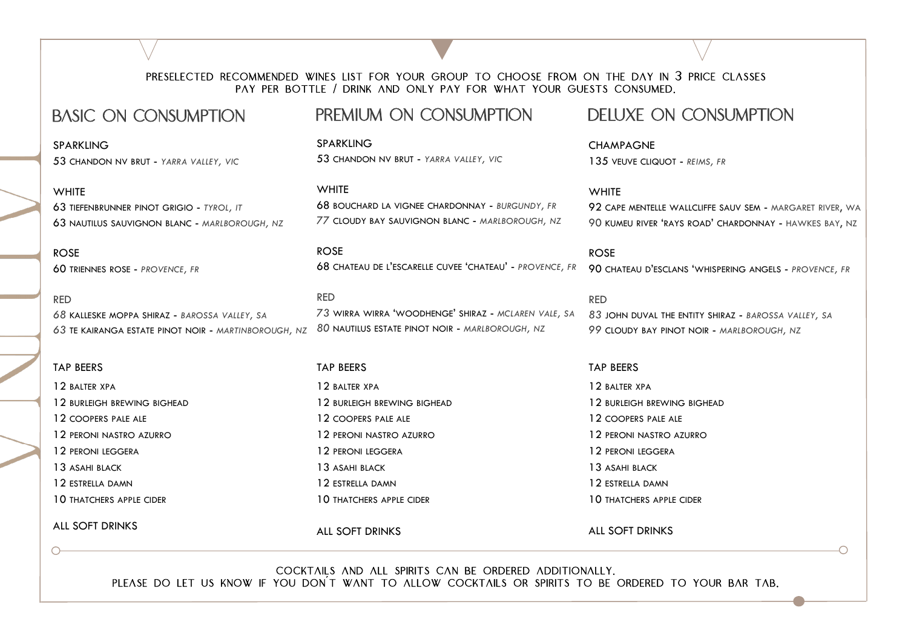PRESELECTED RECOMMENDED WINES LIST FOR YOUR GROUP TO CHOOSE FROM ON THE DAY IN 3 PRICE CLASSES
PAY PER BOTTLE / DRINK AND ONLY PAY FOR WHAT YOUR GUESTS CONSUMED.

## BASIC ON CONSUMPTION

### SPARKLING

53 CHANDON NV BRUT - *YARRA VALLEY, VIC*

### WHITE

63 TIEFENBRUNNER PINOT GRIGIO - *TYROL, IT*
63 NAUTILUS SAUVIGNON BLANC - *MARLBOROUGH, NZ*

### ROSE

60 TRIENNES ROSE - *PROVENCE, FR*

### RED

68 KALLESKE MOPPA SHIRAZ - *BAROSSA VALLEY, SA*
63 TE KAIRANGA ESTATE PINOT NOIR - *MARTINBOROUGH, NZ*

### TAP BEERS

12 BALTER XPA
12 BURLEIGH BREWING BIGHEAD
12 COOPERS PALE ALE
12 PERONI NASTRO AZURRO
12 PERONI LEGGERA
13 ASAHI BLACK
12 ESTRELLA DAMN
10 THATCHERS APPLE CIDER

ALL SOFT DRINKS

## PREMIUM ON CONSUMPTION

### SPARKLING

53 CHANDON NV BRUT - *YARRA VALLEY, VIC*

### WHITE

68 BOUCHARD LA VIGNEE CHARDONNAY - *BURGUNDY, FR*
77 CLOUDY BAY SAUVIGNON BLANC - *MARLBOROUGH, NZ*

### ROSE

68 CHATEAU DE L'ESCARELLE CUVEE 'CHATEAU' - *PROVENCE, FR*

### RED

73 WIRRA WIRRA 'WOODHENGE' SHIRAZ - *MCLAREN VALE, SA*
80 NAUTILUS ESTATE PINOT NOIR - *MARLBOROUGH, NZ*

### TAP BEERS

12 BALTER XPA
12 BURLEIGH BREWING BIGHEAD
12 COOPERS PALE ALE
12 PERONI NASTRO AZURRO
12 PERONI LEGGERA
13 ASAHI BLACK
12 ESTRELLA DAMN
10 THATCHERS APPLE CIDER

ALL SOFT DRINKS

## DELUXE ON CONSUMPTION

### CHAMPAGNE

135 VEUVE CLIQUOT - *REIMS, FR*

### WHITE

92 CAPE MENTELLE WALLCLIFFE SAUV SEM - MARGARET RIVER, WA
90 KUMEU RIVER 'RAYS ROAD' CHARDONNAY - HAWKES BAY, NZ

### ROSE

90 CHATEAU D'ESCLANS 'WHISPERING ANGELS - *PROVENCE, FR*

### RED

83 JOHN DUVAL THE ENTITY SHIRAZ - *BAROSSA VALLEY, SA*
99 CLOUDY BAY PINOT NOIR - *MARLBOROUGH, NZ*

### TAP BEERS

12 BALTER XPA
12 BURLEIGH BREWING BIGHEAD
12 COOPERS PALE ALE
12 PERONI NASTRO AZURRO
12 PERONI LEGGERA
13 ASAHI BLACK
12 ESTRELLA DAMN
10 THATCHERS APPLE CIDER

ALL SOFT DRINKS

COCKTAILS AND ALL SPIRITS CAN BE ORDERED ADDITIONALLY.
PLEASE DO LET US KNOW IF YOU DON'T WANT TO ALLOW COCKTAILS OR SPIRITS TO BE ORDERED TO YOUR BAR TAB.